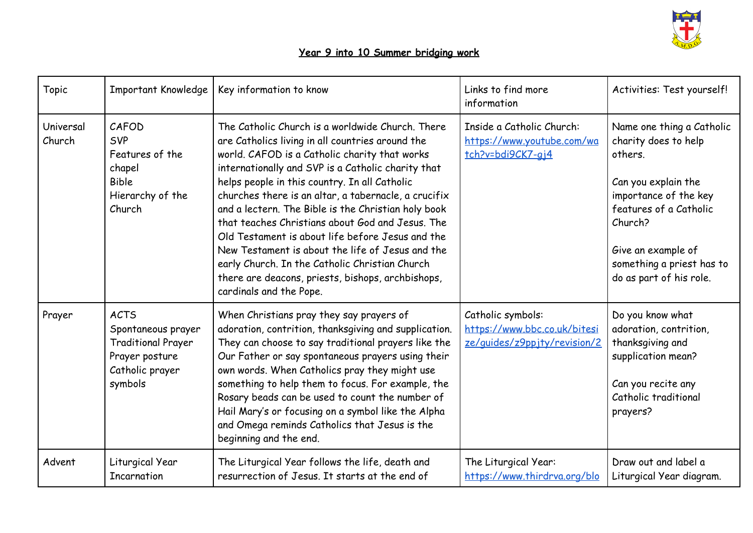**Year 9 into 10 Summer bridging work**

| Topic | Important Knowledge | Key information to know | Links to find more information | Activities: Test yourself! |
|---|---|---|---|---|
| Universal Church | CAFOD<br>SVP<br>Features of the chapel<br>Bible<br>Hierarchy of the Church | The Catholic Church is a worldwide Church. There are Catholics living in all countries around the world. CAFOD is a Catholic charity that works internationally and SVP is a Catholic charity that helps people in this country. In all Catholic churches there is an altar, a tabernacle, a crucifix and a lectern. The Bible is the Christian holy book that teaches Christians about God and Jesus. The Old Testament is about life before Jesus and the New Testament is about the life of Jesus and the early Church. In the Catholic Christian Church there are deacons, priests, bishops, archbishops, cardinals and the Pope. | Inside a Catholic Church: https://www.youtube.com/watch?v=bdi9CK7-gj4 | Name one thing a Catholic charity does to help others.<br><br>Can you explain the importance of the key features of a Catholic Church?<br><br>Give an example of something a priest has to do as part of his role. |
| Prayer | ACTS<br>Spontaneous prayer<br>Traditional Prayer<br>Prayer posture<br>Catholic prayer symbols | When Christians pray they say prayers of adoration, contrition, thanksgiving and supplication. They can choose to say traditional prayers like the Our Father or say spontaneous prayers using their own words. When Catholics pray they might use something to help them to focus. For example, the Rosary beads can be used to count the number of Hail Mary's or focusing on a symbol like the Alpha and Omega reminds Catholics that Jesus is the beginning and the end. | Catholic symbols: https://www.bbc.co.uk/bitesize/guides/z9ppjty/revision/2 | Do you know what adoration, contrition, thanksgiving and supplication mean?<br><br>Can you recite any Catholic traditional prayers? |
| Advent | Liturgical Year<br>Incarnation | The Liturgical Year follows the life, death and resurrection of Jesus. It starts at the end of | The Liturgical Year: https://www.thirdrva.org/blo | Draw out and label a Liturgical Year diagram. |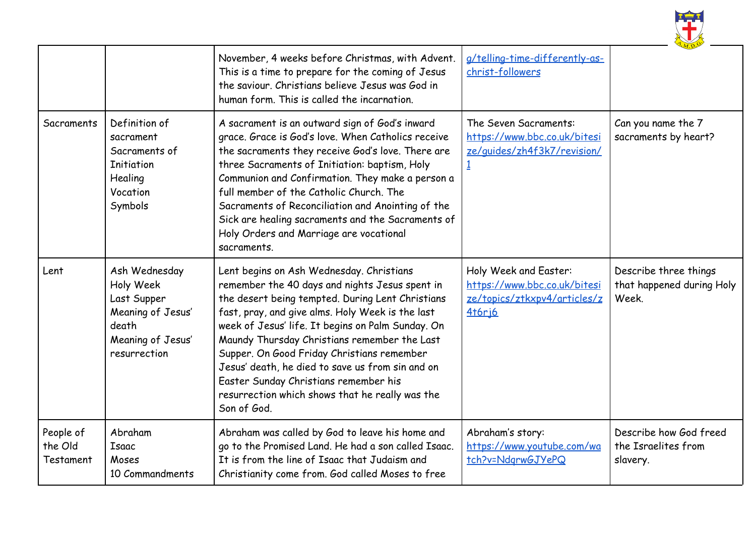| | | | | |
|---|---|---|---|---|
| | | November, 4 weeks before Christmas, with Advent. This is a time to prepare for the coming of Jesus the saviour. Christians believe Jesus was God in human form. This is called the incarnation. | g/telling-time-differently-as-christ-followers | |
| Sacraments | Definition of sacrament<br>Sacraments of Initiation<br>Healing<br>Vocation<br>Symbols | A sacrament is an outward sign of God's inward grace. Grace is God's love. When Catholics receive the sacraments they receive God's love. There are three Sacraments of Initiation: baptism, Holy Communion and Confirmation. They make a person a full member of the Catholic Church. The Sacraments of Reconciliation and Anointing of the Sick are healing sacraments and the Sacraments of Holy Orders and Marriage are vocational sacraments. | The Seven Sacraments: https://www.bbc.co.uk/bitesize/guides/zh4f3k7/revision/1 | Can you name the 7 sacraments by heart? |
| Lent | Ash Wednesday<br>Holy Week<br>Last Supper<br>Meaning of Jesus' death<br>Meaning of Jesus' resurrection | Lent begins on Ash Wednesday. Christians remember the 40 days and nights Jesus spent in the desert being tempted. During Lent Christians fast, pray, and give alms. Holy Week is the last week of Jesus' life. It begins on Palm Sunday. On Maundy Thursday Christians remember the Last Supper. On Good Friday Christians remember Jesus' death, he died to save us from sin and on Easter Sunday Christians remember his resurrection which shows that he really was the Son of God. | Holy Week and Easter: https://www.bbc.co.uk/bitesize/topics/ztkxpv4/articles/z4t6rj6 | Describe three things that happened during Holy Week. |
| People of the Old Testament | Abraham<br>Isaac<br>Moses<br>10 Commandments | Abraham was called by God to leave his home and go to the Promised Land. He had a son called Isaac. It is from the line of Isaac that Judaism and Christianity come from. God called Moses to free | Abraham's story: https://www.youtube.com/watch?v=NdqrwGJYePQ | Describe how God freed the Israelites from slavery. |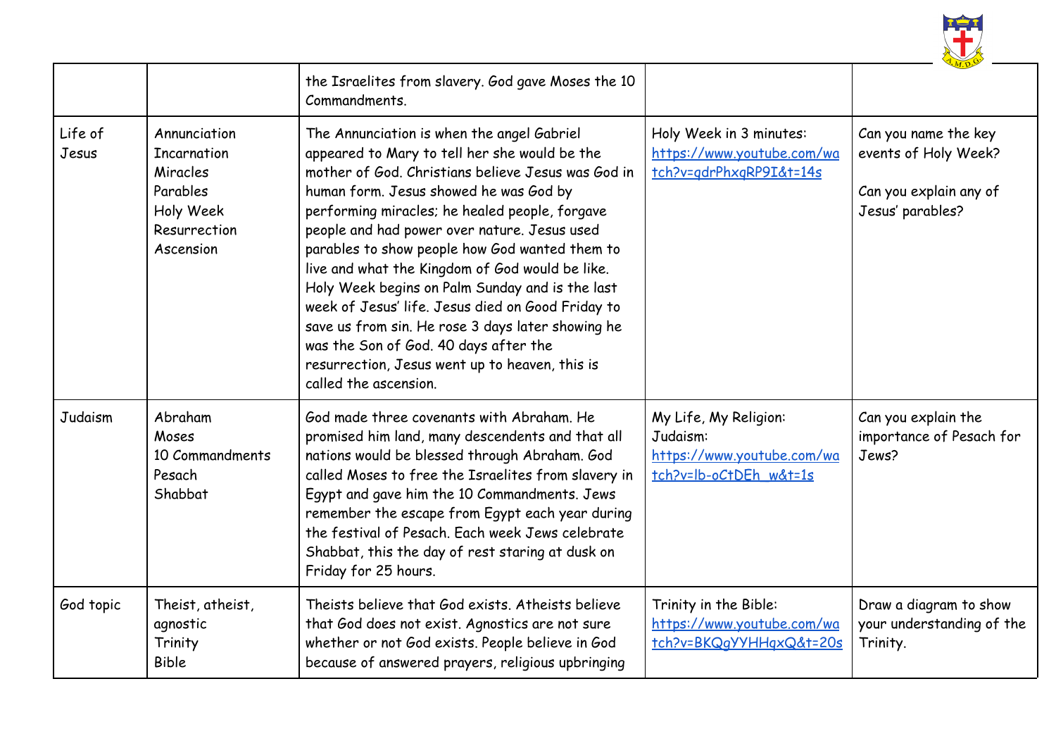| | | | | |
|---|---|---|---|---|
| | | the Israelites from slavery. God gave Moses the 10 Commandments. | | |
| Life of Jesus | Annunciation<br>Incarnation<br>Miracles<br>Parables<br>Holy Week<br>Resurrection<br>Ascension | The Annunciation is when the angel Gabriel appeared to Mary to tell her she would be the mother of God. Christians believe Jesus was God in human form. Jesus showed he was God by performing miracles; he healed people, forgave people and had power over nature. Jesus used parables to show people how God wanted them to live and what the Kingdom of God would be like. Holy Week begins on Palm Sunday and is the last week of Jesus' life. Jesus died on Good Friday to save us from sin. He rose 3 days later showing he was the Son of God. 40 days after the resurrection, Jesus went up to heaven, this is called the ascension. | Holy Week in 3 minutes: https://www.youtube.com/watch?v=qdrPhxqRP9I&t=14s | Can you name the key events of Holy Week?<br><br>Can you explain any of Jesus' parables? |
| Judaism | Abraham<br>Moses<br>10 Commandments<br>Pesach<br>Shabbat | God made three covenants with Abraham. He promised him land, many descendents and that all nations would be blessed through Abraham. God called Moses to free the Israelites from slavery in Egypt and gave him the 10 Commandments. Jews remember the escape from Egypt each year during the festival of Pesach. Each week Jews celebrate Shabbat, this the day of rest staring at dusk on Friday for 25 hours. | My Life, My Religion: Judaism: https://www.youtube.com/watch?v=lb-oCtDEh_w&t=1s | Can you explain the importance of Pesach for Jews? |
| God topic | Theist, atheist, agnostic<br>Trinity<br>Bible | Theists believe that God exists. Atheists believe that God does not exist. Agnostics are not sure whether or not God exists. People believe in God because of answered prayers, religious upbringing | Trinity in the Bible: https://www.youtube.com/watch?v=BKQgYYHHqxQ&t=20s | Draw a diagram to show your understanding of the Trinity. |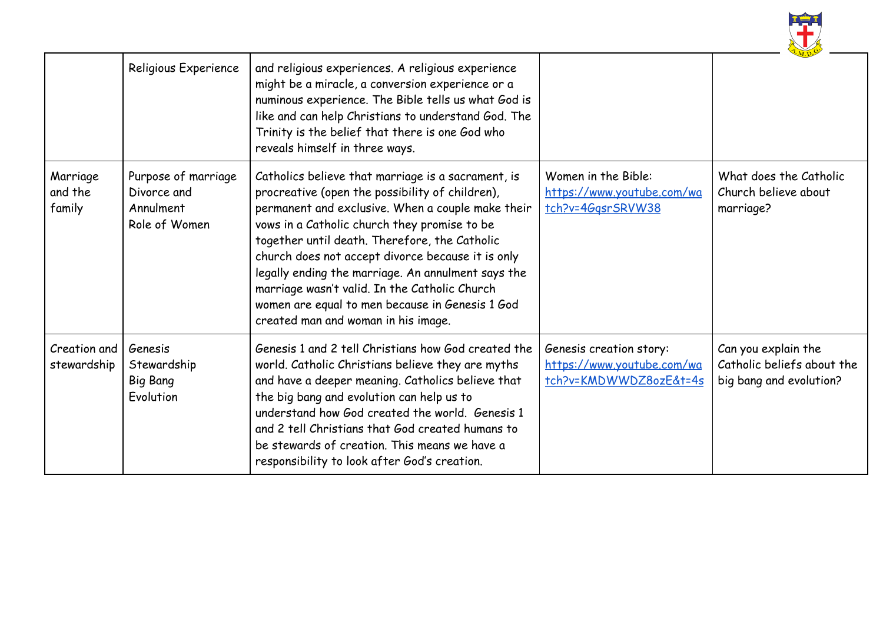| | | | | |
|---|---|---|---|---|
| | Religious Experience | and religious experiences. A religious experience might be a miracle, a conversion experience or a numinous experience. The Bible tells us what God is like and can help Christians to understand God. The Trinity is the belief that there is one God who reveals himself in three ways. | | |
| Marriage and the family | Purpose of marriage<br>Divorce and Annulment<br>Role of Women | Catholics believe that marriage is a sacrament, is procreative (open the possibility of children), permanent and exclusive. When a couple make their vows in a Catholic church they promise to be together until death. Therefore, the Catholic church does not accept divorce because it is only legally ending the marriage. An annulment says the marriage wasn't valid. In the Catholic Church women are equal to men because in Genesis 1 God created man and woman in his image. | Women in the Bible: https://www.youtube.com/watch?v=4GqsrSRVW38 | What does the Catholic Church believe about marriage? |
| Creation and stewardship | Genesis<br>Stewardship<br>Big Bang<br>Evolution | Genesis 1 and 2 tell Christians how God created the world. Catholic Christians believe they are myths and have a deeper meaning. Catholics believe that the big bang and evolution can help us to understand how God created the world. Genesis 1 and 2 tell Christians that God created humans to be stewards of creation. This means we have a responsibility to look after God's creation. | Genesis creation story: https://www.youtube.com/watch?v=KMDWWDZ8ozE&t=4s | Can you explain the Catholic beliefs about the big bang and evolution? |